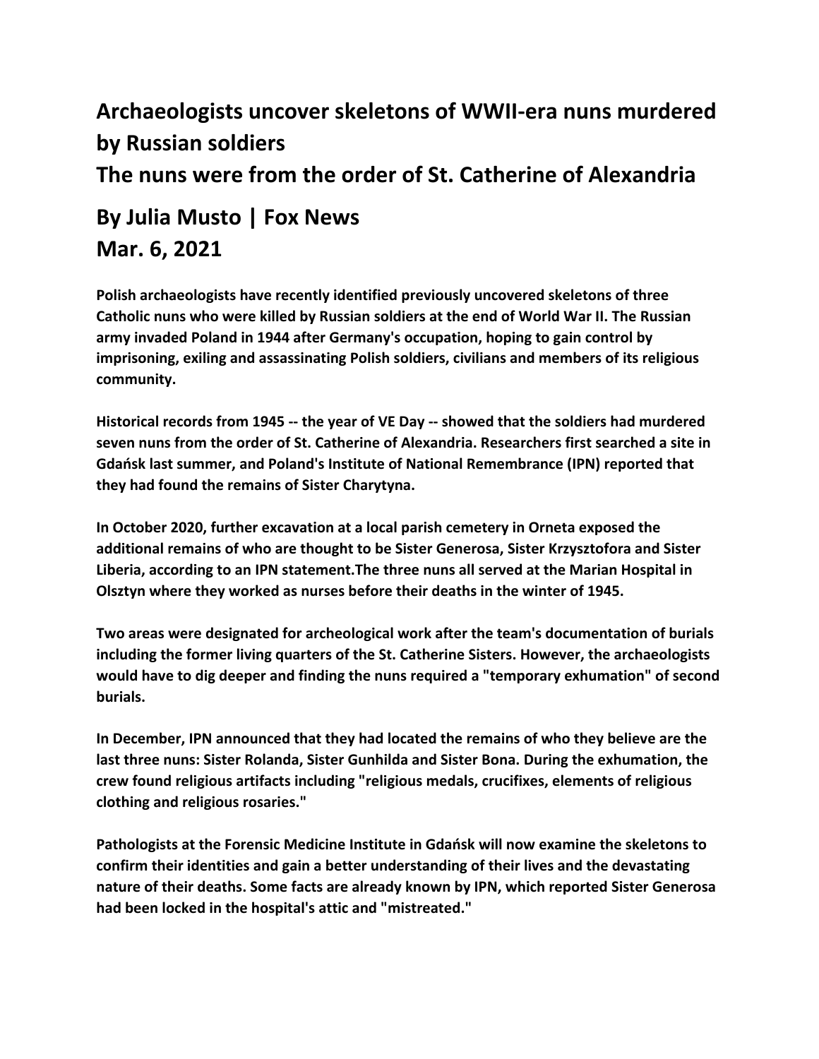# Archaeologists uncover skeletons of WWII-era nuns murdered by Russian soldiers

## The nuns were from the order of St. Catherine of Alexandria

## By Julia Musto | Fox News

## Mar. 6, 2021

**Polish archaeologists have recently identified previously uncovered skeletons of three Catholic nuns who were killed by Russian soldiers at the end of World War II. The Russian army invaded Poland in 1944 after Germany's occupation, hoping to gain control by imprisoning, exiling and assassinating Polish soldiers, civilians and members of its religious community.**

**Historical records from 1945 -- the year of VE Day -- showed that the soldiers had murdered seven nuns from the order of St. Catherine of Alexandria. Researchers first searched a site in Gdańsk last summer, and Poland's Institute of National Remembrance (IPN) reported that they had found the remains of Sister Charytyna.**

**In October 2020, further excavation at a local parish cemetery in Orneta exposed the additional remains of who are thought to be Sister Generosa, Sister Krzysztofora and Sister Liberia, according to an IPN statement.The three nuns all served at the Marian Hospital in Olsztyn where they worked as nurses before their deaths in the winter of 1945.**

**Two areas were designated for archeological work after the team's documentation of burials including the former living quarters of the St. Catherine Sisters. However, the archaeologists would have to dig deeper and finding the nuns required a "temporary exhumation" of second burials.**

**In December, IPN announced that they had located the remains of who they believe are the last three nuns: Sister Rolanda, Sister Gunhilda and Sister Bona. During the exhumation, the crew found religious artifacts including "religious medals, crucifixes, elements of religious clothing and religious rosaries."**

**Pathologists at the Forensic Medicine Institute in Gdańsk will now examine the skeletons to confirm their identities and gain a better understanding of their lives and the devastating nature of their deaths. Some facts are already known by IPN, which reported Sister Generosa had been locked in the hospital's attic and "mistreated."**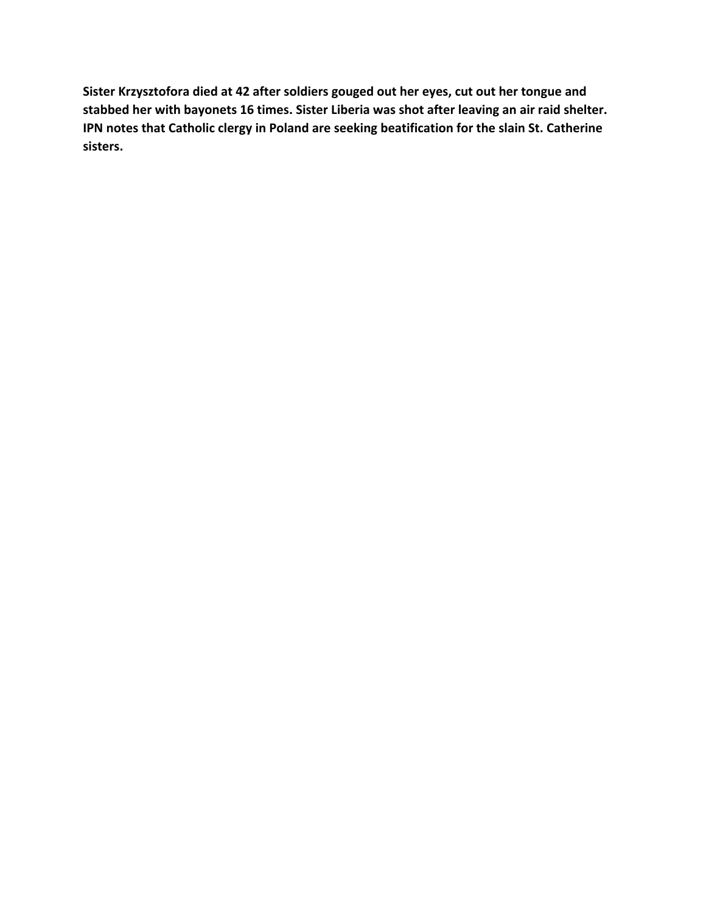**Sister Krzysztofora died at 42 after soldiers gouged out her eyes, cut out her tongue and stabbed her with bayonets 16 times. Sister Liberia was shot after leaving an air raid shelter. IPN notes that Catholic clergy in Poland are seeking beatification for the slain St. Catherine sisters.**